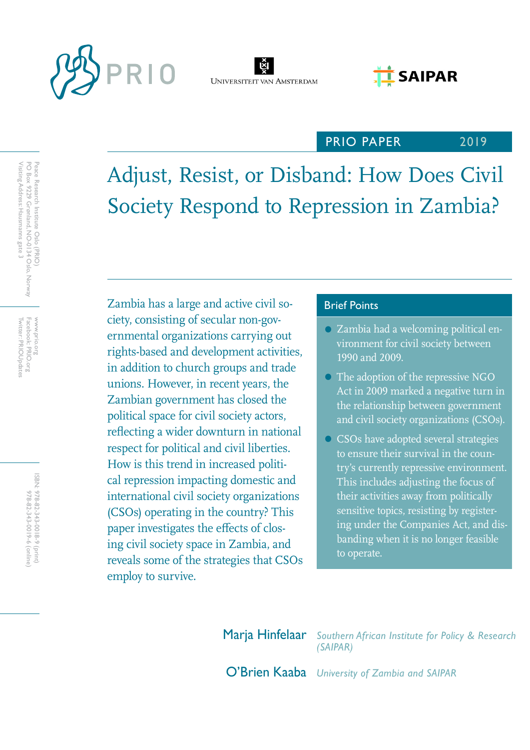PRIO PAPER 2019

# Adjust, Resist, or Disband: How Does Civil Society Respond to Repression in Zambia?

Zambia has a large and active civil society, consisting of secular non-governmental organizations carrying out rights-based and development activities, in addition to church groups and trade unions. However, in recent years, the Zambian government has closed the political space for civil society actors, reflecting a wider downturn in national respect for political and civil liberties. How is this trend in increased political repression impacting domestic and international civil society organizations (CSOs) operating in the country? This paper investigates the effects of closing civil society space in Zambia, and reveals some of the strategies that CSOs employ to survive.

## Brief Points

- Zambia had a welcoming political environment for civil society between 1990 and 2009.
- The adoption of the repressive NGO Act in 2009 marked a negative turn in the relationship between government and civil society organizations (CSOs).
- CSOs have adopted several strategies to ensure their survival in the country's currently repressive environment. This includes adjusting the focus of their activities away from politically sensitive topics, resisting by registering under the Companies Act, and disbanding when it is no longer feasible to operate.

**Marja Hinfelaar** *Southern African Institute for Policy & Research (SAIPAR)*

**O'Brien Kaaba** *University of Zambia and SAIPAR*

Peace Research Institute Oslo (PRIO)
PO Box 9229 Grønland, NO-0134 Oslo, Norway
Visiting Address: Hausmanns gate 3

www.prio.org
Facebook: PRIO.org
Twitter: PRIOUpdates

ISBN: 978-82-343-0018-9 (print)
978-82-343-0019-6 (online)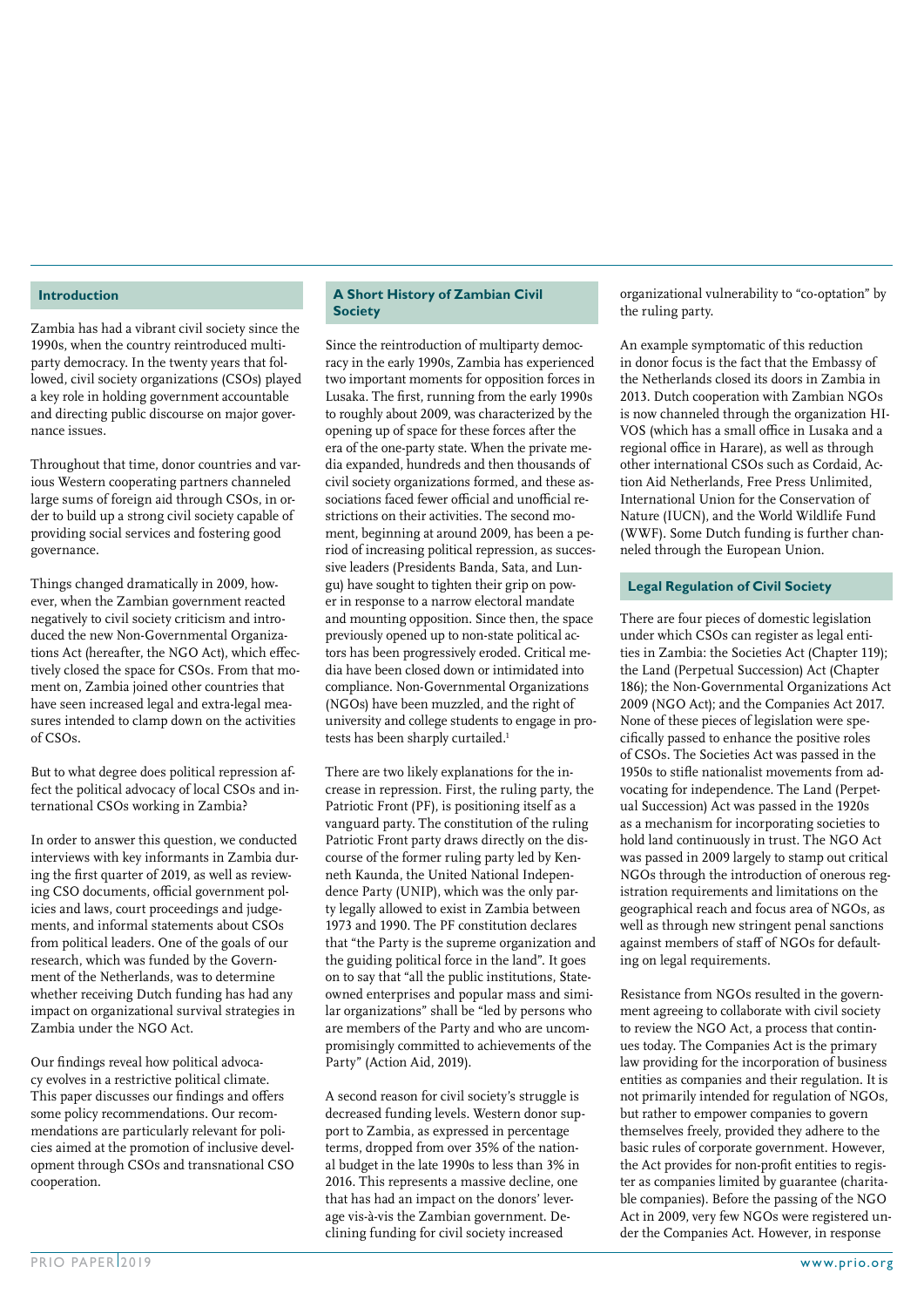## Introduction

Zambia has had a vibrant civil society since the 1990s, when the country reintroduced multiparty democracy. In the twenty years that followed, civil society organizations (CSOs) played a key role in holding government accountable and directing public discourse on major governance issues.

Throughout that time, donor countries and various Western cooperating partners channeled large sums of foreign aid through CSOs, in order to build up a strong civil society capable of providing social services and fostering good governance.

Things changed dramatically in 2009, however, when the Zambian government reacted negatively to civil society criticism and introduced the new Non-Governmental Organizations Act (hereafter, the NGO Act), which effectively closed the space for CSOs. From that moment on, Zambia joined other countries that have seen increased legal and extra-legal measures intended to clamp down on the activities of CSOs.

But to what degree does political repression affect the political advocacy of local CSOs and international CSOs working in Zambia?

In order to answer this question, we conducted interviews with key informants in Zambia during the first quarter of 2019, as well as reviewing CSO documents, official government policies and laws, court proceedings and judgements, and informal statements about CSOs from political leaders. One of the goals of our research, which was funded by the Government of the Netherlands, was to determine whether receiving Dutch funding has had any impact on organizational survival strategies in Zambia under the NGO Act.

Our findings reveal how political advocacy evolves in a restrictive political climate. This paper discusses our findings and offers some policy recommendations. Our recommendations are particularly relevant for policies aimed at the promotion of inclusive development through CSOs and transnational CSO cooperation.

## A Short History of Zambian Civil Society

Since the reintroduction of multiparty democracy in the early 1990s, Zambia has experienced two important moments for opposition forces in Lusaka. The first, running from the early 1990s to roughly about 2009, was characterized by the opening up of space for these forces after the era of the one-party state. When the private media expanded, hundreds and then thousands of civil society organizations formed, and these associations faced fewer official and unofficial restrictions on their activities. The second moment, beginning at around 2009, has been a period of increasing political repression, as successive leaders (Presidents Banda, Sata, and Lungu) have sought to tighten their grip on power in response to a narrow electoral mandate and mounting opposition. Since then, the space previously opened up to non-state political actors has been progressively eroded. Critical media have been closed down or intimidated into compliance. Non-Governmental Organizations (NGOs) have been muzzled, and the right of university and college students to engage in protests has been sharply curtailed.[1]

There are two likely explanations for the increase in repression. First, the ruling party, the Patriotic Front (PF), is positioning itself as a vanguard party. The constitution of the ruling Patriotic Front party draws directly on the discourse of the former ruling party led by Kenneth Kaunda, the United National Independence Party (UNIP), which was the only party legally allowed to exist in Zambia between 1973 and 1990. The PF constitution declares that "the Party is the supreme organization and the guiding political force in the land". It goes on to say that "all the public institutions, State-owned enterprises and popular mass and similar organizations" shall be "led by persons who are members of the Party and who are uncompromisingly committed to achievements of the Party" (Action Aid, 2019).

A second reason for civil society's struggle is decreased funding levels. Western donor support to Zambia, as expressed in percentage terms, dropped from over 35% of the national budget in the late 1990s to less than 3% in 2016. This represents a massive decline, one that has had an impact on the donors' leverage vis-à-vis the Zambian government. Declining funding for civil society increased organizational vulnerability to "co-optation" by the ruling party.

An example symptomatic of this reduction in donor focus is the fact that the Embassy of the Netherlands closed its doors in Zambia in 2013. Dutch cooperation with Zambian NGOs is now channeled through the organization HIVOS (which has a small office in Lusaka and a regional office in Harare), as well as through other international CSOs such as Cordaid, Action Aid Netherlands, Free Press Unlimited, International Union for the Conservation of Nature (IUCN), and the World Wildlife Fund (WWF). Some Dutch funding is further channeled through the European Union.

## Legal Regulation of Civil Society

There are four pieces of domestic legislation under which CSOs can register as legal entities in Zambia: the Societies Act (Chapter 119); the Land (Perpetual Succession) Act (Chapter 186); the Non-Governmental Organizations Act 2009 (NGO Act); and the Companies Act 2017. None of these pieces of legislation were specifically passed to enhance the positive roles of CSOs. The Societies Act was passed in the 1950s to stifle nationalist movements from advocating for independence. The Land (Perpetual Succession) Act was passed in the 1920s as a mechanism for incorporating societies to hold land continuously in trust. The NGO Act was passed in 2009 largely to stamp out critical NGOs through the introduction of onerous registration requirements and limitations on the geographical reach and focus area of NGOs, as well as through new stringent penal sanctions against members of staff of NGOs for defaulting on legal requirements.

Resistance from NGOs resulted in the government agreeing to collaborate with civil society to review the NGO Act, a process that continues today. The Companies Act is the primary law providing for the incorporation of business entities as companies and their regulation. It is not primarily intended for regulation of NGOs, but rather to empower companies to govern themselves freely, provided they adhere to the basic rules of corporate government. However, the Act provides for non-profit entities to register as companies limited by guarantee (charitable companies). Before the passing of the NGO Act in 2009, very few NGOs were registered under the Companies Act. However, in response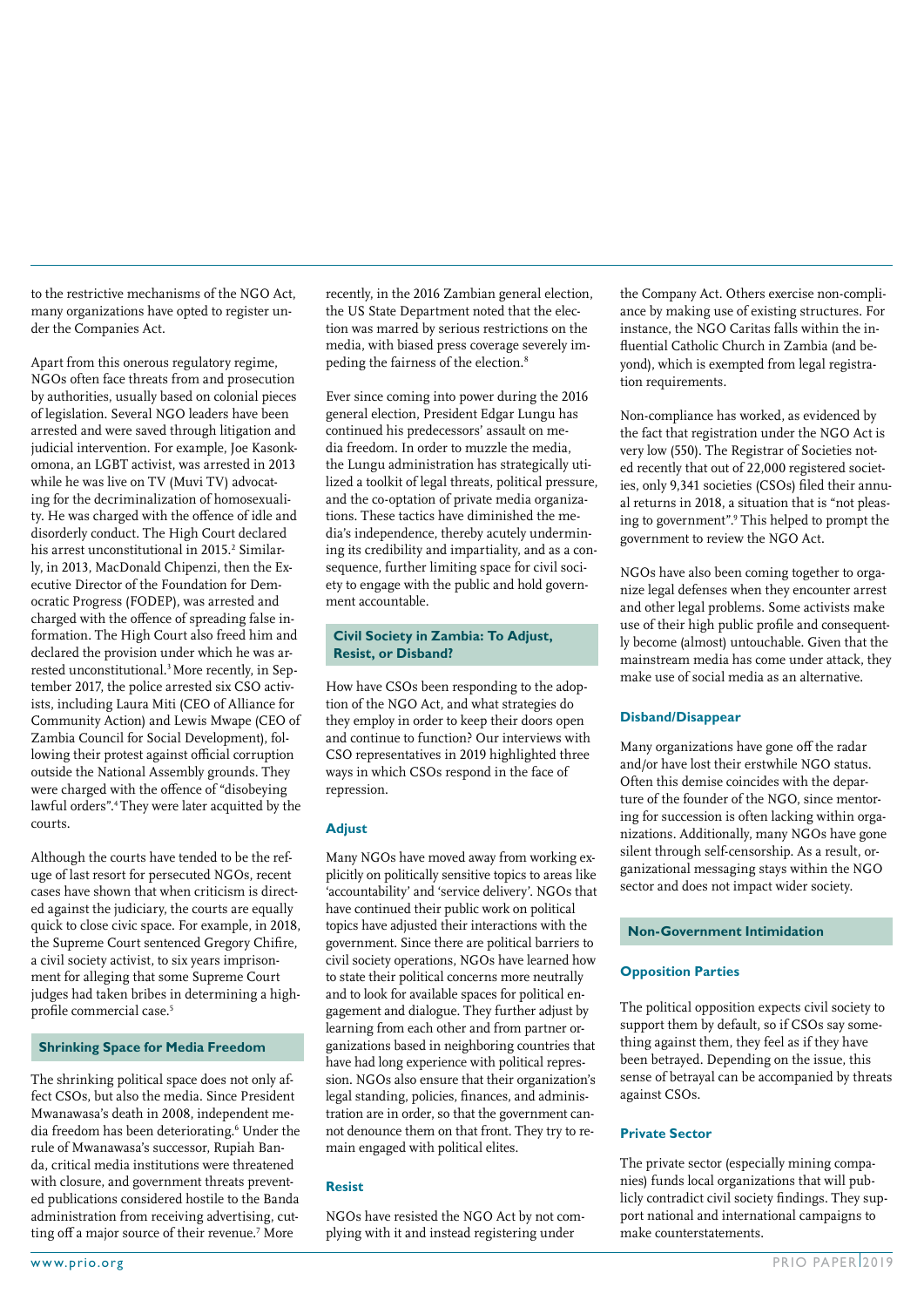to the restrictive mechanisms of the NGO Act, many organizations have opted to register under the Companies Act.

Apart from this onerous regulatory regime, NGOs often face threats from and prosecution by authorities, usually based on colonial pieces of legislation. Several NGO leaders have been arrested and were saved through litigation and judicial intervention. For example, Joe Kasonkomona, an LGBT activist, was arrested in 2013 while he was live on TV (Muvi TV) advocating for the decriminalization of homosexuality. He was charged with the offence of idle and disorderly conduct. The High Court declared his arrest unconstitutional in 2015.[2] Similarly, in 2013, MacDonald Chipenzi, then the Executive Director of the Foundation for Democratic Progress (FODEP), was arrested and charged with the offence of spreading false information. The High Court also freed him and declared the provision under which he was arrested unconstitutional.[3] More recently, in September 2017, the police arrested six CSO activists, including Laura Miti (CEO of Alliance for Community Action) and Lewis Mwape (CEO of Zambia Council for Social Development), following their protest against official corruption outside the National Assembly grounds. They were charged with the offence of "disobeying lawful orders".[4] They were later acquitted by the courts.

Although the courts have tended to be the refuge of last resort for persecuted NGOs, recent cases have shown that when criticism is directed against the judiciary, the courts are equally quick to close civic space. For example, in 2018, the Supreme Court sentenced Gregory Chifire, a civil society activist, to six years imprisonment for alleging that some Supreme Court judges had taken bribes in determining a high-profile commercial case.[5]

## Shrinking Space for Media Freedom

The shrinking political space does not only affect CSOs, but also the media. Since President Mwanawasa's death in 2008, independent media freedom has been deteriorating.[6] Under the rule of Mwanawasa's successor, Rupiah Banda, critical media institutions were threatened with closure, and government threats prevented publications considered hostile to the Banda administration from receiving advertising, cutting off a major source of their revenue.[7] More recently, in the 2016 Zambian general election, the US State Department noted that the election was marred by serious restrictions on the media, with biased press coverage severely impeding the fairness of the election.[8]

Ever since coming into power during the 2016 general election, President Edgar Lungu has continued his predecessors' assault on media freedom. In order to muzzle the media, the Lungu administration has strategically utilized a toolkit of legal threats, political pressure, and the co-optation of private media organizations. These tactics have diminished the media's independence, thereby acutely undermining its credibility and impartiality, and as a consequence, further limiting space for civil society to engage with the public and hold government accountable.

## Civil Society in Zambia: To Adjust, Resist, or Disband?

How have CSOs been responding to the adoption of the NGO Act, and what strategies do they employ in order to keep their doors open and continue to function? Our interviews with CSO representatives in 2019 highlighted three ways in which CSOs respond in the face of repression.

### Adjust

Many NGOs have moved away from working explicitly on politically sensitive topics to areas like 'accountability' and 'service delivery'. NGOs that have continued their public work on political topics have adjusted their interactions with the government. Since there are political barriers to civil society operations, NGOs have learned how to state their political concerns more neutrally and to look for available spaces for political engagement and dialogue. They further adjust by learning from each other and from partner organizations based in neighboring countries that have had long experience with political repression. NGOs also ensure that their organization's legal standing, policies, finances, and administration are in order, so that the government cannot denounce them on that front. They try to remain engaged with political elites.

### Resist

NGOs have resisted the NGO Act by not complying with it and instead registering under the Company Act. Others exercise non-compliance by making use of existing structures. For instance, the NGO Caritas falls within the influential Catholic Church in Zambia (and beyond), which is exempted from legal registration requirements.

Non-compliance has worked, as evidenced by the fact that registration under the NGO Act is very low (550). The Registrar of Societies noted recently that out of 22,000 registered societies, only 9,341 societies (CSOs) filed their annual returns in 2018, a situation that is "not pleasing to government".[9] This helped to prompt the government to review the NGO Act.

NGOs have also been coming together to organize legal defenses when they encounter arrest and other legal problems. Some activists make use of their high public profile and consequently become (almost) untouchable. Given that the mainstream media has come under attack, they make use of social media as an alternative.

### Disband/Disappear

Many organizations have gone off the radar and/or have lost their erstwhile NGO status. Often this demise coincides with the departure of the founder of the NGO, since mentoring for succession is often lacking within organizations. Additionally, many NGOs have gone silent through self-censorship. As a result, organizational messaging stays within the NGO sector and does not impact wider society.

## Non-Government Intimidation

### Opposition Parties

The political opposition expects civil society to support them by default, so if CSOs say something against them, they feel as if they have been betrayed. Depending on the issue, this sense of betrayal can be accompanied by threats against CSOs.

### Private Sector

The private sector (especially mining companies) funds local organizations that will publicly contradict civil society findings. They support national and international campaigns to make counterstatements.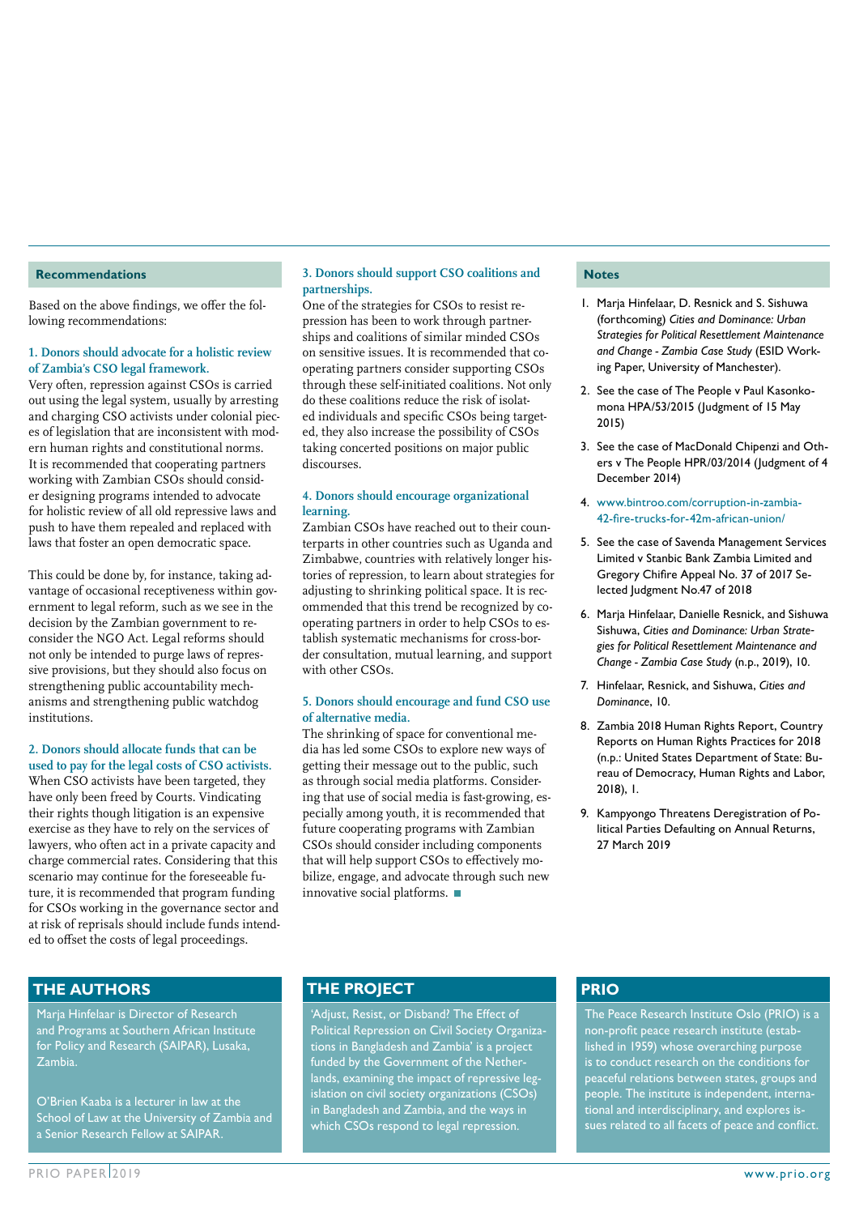## Recommendations

Based on the above findings, we offer the following recommendations:

**1. Donors should advocate for a holistic review of Zambia's CSO legal framework.**

Very often, repression against CSOs is carried out using the legal system, usually by arresting and charging CSO activists under colonial pieces of legislation that are inconsistent with modern human rights and constitutional norms. It is recommended that cooperating partners working with Zambian CSOs should consider designing programs intended to advocate for holistic review of all old repressive laws and push to have them repealed and replaced with laws that foster an open democratic space.

This could be done by, for instance, taking advantage of occasional receptiveness within government to legal reform, such as we see in the decision by the Zambian government to reconsider the NGO Act. Legal reforms should not only be intended to purge laws of repressive provisions, but they should also focus on strengthening public accountability mechanisms and strengthening public watchdog institutions.

**2. Donors should allocate funds that can be used to pay for the legal costs of CSO activists.**

When CSO activists have been targeted, they have only been freed by Courts. Vindicating their rights though litigation is an expensive exercise as they have to rely on the services of lawyers, who often act in a private capacity and charge commercial rates. Considering that this scenario may continue for the foreseeable future, it is recommended that program funding for CSOs working in the governance sector and at risk of reprisals should include funds intended to offset the costs of legal proceedings.

**3. Donors should support CSO coalitions and partnerships.**

One of the strategies for CSOs to resist repression has been to work through partnerships and coalitions of similar minded CSOs on sensitive issues. It is recommended that cooperating partners consider supporting CSOs through these self-initiated coalitions. Not only do these coalitions reduce the risk of isolated individuals and specific CSOs being targeted, they also increase the possibility of CSOs taking concerted positions on major public discourses.

**4. Donors should encourage organizational learning.**

Zambian CSOs have reached out to their counterparts in other countries such as Uganda and Zimbabwe, countries with relatively longer histories of repression, to learn about strategies for adjusting to shrinking political space. It is recommended that this trend be recognized by cooperating partners in order to help CSOs to establish systematic mechanisms for cross-border consultation, mutual learning, and support with other CSOs.

**5. Donors should encourage and fund CSO use of alternative media.**

The shrinking of space for conventional media has led some CSOs to explore new ways of getting their message out to the public, such as through social media platforms. Considering that use of social media is fast-growing, especially among youth, it is recommended that future cooperating programs with Zambian CSOs should consider including components that will help support CSOs to effectively mobilize, engage, and advocate through such new innovative social platforms. ■

## Notes

1. Marja Hinfelaar, D. Resnick and S. Sishuwa (forthcoming) *Cities and Dominance: Urban Strategies for Political Resettlement Maintenance and Change - Zambia Case Study* (ESID Working Paper, University of Manchester).
2. See the case of The People v Paul Kasonkomona HPA/53/2015 (Judgment of 15 May 2015)
3. See the case of MacDonald Chipenzi and Others v The People HPR/03/2014 (Judgment of 4 December 2014)
4. www.bintroo.com/corruption-in-zambia-42-fire-trucks-for-42m-african-union/
5. See the case of Savenda Management Services Limited v Stanbic Bank Zambia Limited and Gregory Chifire Appeal No. 37 of 2017 Selected Judgment No.47 of 2018
6. Marja Hinfelaar, Danielle Resnick, and Sishuwa Sishuwa, *Cities and Dominance: Urban Strategies for Political Resettlement Maintenance and Change - Zambia Case Study* (n.p., 2019), 10.
7. Hinfelaar, Resnick, and Sishuwa, *Cities and Dominance*, 10.
8. Zambia 2018 Human Rights Report, Country Reports on Human Rights Practices for 2018 (n.p.: United States Department of State: Bureau of Democracy, Human Rights and Labor, 2018), 1.
9. Kampyongo Threatens Deregistration of Political Parties Defaulting on Annual Returns, 27 March 2019

## THE AUTHORS

Marja Hinfelaar is Director of Research and Programs at Southern African Institute for Policy and Research (SAIPAR), Lusaka, Zambia.

O'Brien Kaaba is a lecturer in law at the School of Law at the University of Zambia and a Senior Research Fellow at SAIPAR.

## THE PROJECT

'Adjust, Resist, or Disband? The Effect of Political Repression on Civil Society Organizations in Bangladesh and Zambia' is a project funded by the Government of the Netherlands, examining the impact of repressive legislation on civil society organizations (CSOs) in Bangladesh and Zambia, and the ways in which CSOs respond to legal repression.

## PRIO

The Peace Research Institute Oslo (PRIO) is a non-profit peace research institute (established in 1959) whose overarching purpose is to conduct research on the conditions for peaceful relations between states, groups and people. The institute is independent, international and interdisciplinary, and explores issues related to all facets of peace and conflict.